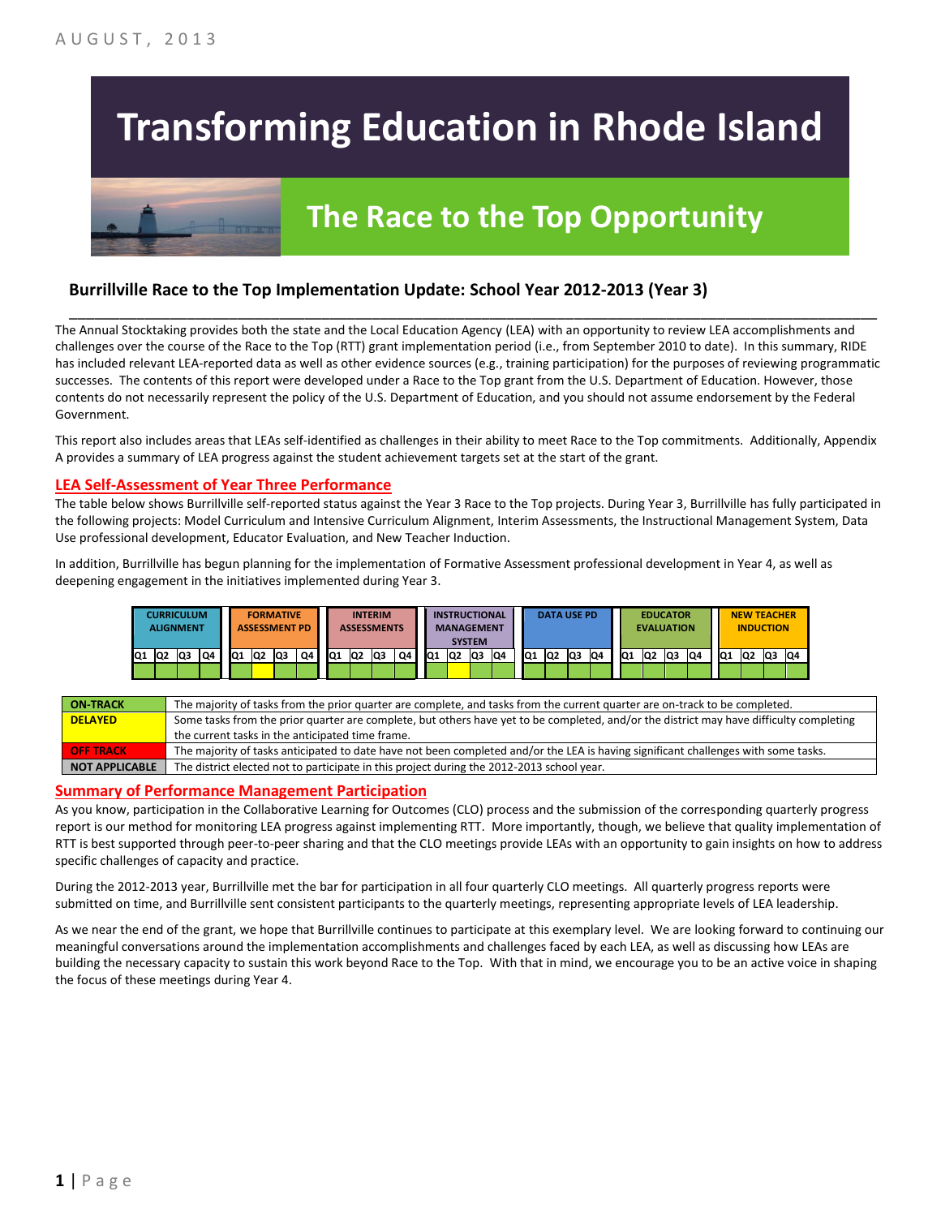AUGUST, 2013

# Transforming Education in Rhode Island

## The Race to the Top Opportunity

### Burrillville Race to the Top Implementation Update: School Year 2012-2013 (Year 3)

The Annual Stocktaking provides both the state and the Local Education Agency (LEA) with an opportunity to review LEA accomplishments and challenges over the course of the Race to the Top (RTT) grant implementation period (i.e., from September 2010 to date). In this summary, RIDE has included relevant LEA-reported data as well as other evidence sources (e.g., training participation) for the purposes of reviewing programmatic successes. The contents of this report were developed under a Race to the Top grant from the U.S. Department of Education. However, those contents do not necessarily represent the policy of the U.S. Department of Education, and you should not assume endorsement by the Federal Government.

This report also includes areas that LEAs self-identified as challenges in their ability to meet Race to the Top commitments. Additionally, Appendix A provides a summary of LEA progress against the student achievement targets set at the start of the grant.

## LEA Self-Assessment of Year Three Performance

The table below shows Burrillville self-reported status against the Year 3 Race to the Top projects. During Year 3, Burrillville has fully participated in the following projects: Model Curriculum and Intensive Curriculum Alignment, Interim Assessments, the Instructional Management System, Data Use professional development, Educator Evaluation, and New Teacher Induction.

In addition, Burrillville has begun planning for the implementation of Formative Assessment professional development in Year 4, as well as deepening engagement in the initiatives implemented during Year 3.

| CURRICULUM ALIGNMENT | | | | FORMATIVE ASSESSMENT PD | | | | INTERIM ASSESSMENTS | | | | INSTRUCTIONAL MANAGEMENT SYSTEM | | | | DATA USE PD | | | | EDUCATOR EVALUATION | | | | NEW TEACHER INDUCTION | | | |
|---|---|---|---|---|---|---|---|---|---|---|---|---|---|---|---|---|---|---|---|---|---|---|---|---|---|---|---|
| Q1 | Q2 | Q3 | Q4 | Q1 | Q2 | Q3 | Q4 | Q1 | Q2 | Q3 | Q4 | Q1 | Q2 | Q3 | Q4 | Q1 | Q2 | Q3 | Q4 | Q1 | Q2 | Q3 | Q4 | Q1 | Q2 | Q3 | Q4 |
| On-Track | On-Track | On-Track | On-Track | On-Track | Delayed | On-Track | On-Track | On-Track | On-Track | On-Track | On-Track | On-Track | Delayed | On-Track | On-Track | On-Track | On-Track | On-Track | On-Track | On-Track | On-Track | On-Track | On-Track | On-Track | On-Track | On-Track | On-Track |

| | |
|---|---|
| ON-TRACK | The majority of tasks from the prior quarter are complete, and tasks from the current quarter are on-track to be completed. |
| DELAYED | Some tasks from the prior quarter are complete, but others have yet to be completed, and/or the district may have difficulty completing the current tasks in the anticipated time frame. |
| OFF TRACK | The majority of tasks anticipated to date have not been completed and/or the LEA is having significant challenges with some tasks. |
| NOT APPLICABLE | The district elected not to participate in this project during the 2012-2013 school year. |

## Summary of Performance Management Participation

As you know, participation in the Collaborative Learning for Outcomes (CLO) process and the submission of the corresponding quarterly progress report is our method for monitoring LEA progress against implementing RTT. More importantly, though, we believe that quality implementation of RTT is best supported through peer-to-peer sharing and that the CLO meetings provide LEAs with an opportunity to gain insights on how to address specific challenges of capacity and practice.

During the 2012-2013 year, Burrillville met the bar for participation in all four quarterly CLO meetings. All quarterly progress reports were submitted on time, and Burrillville sent consistent participants to the quarterly meetings, representing appropriate levels of LEA leadership.

As we near the end of the grant, we hope that Burrillville continues to participate at this exemplary level. We are looking forward to continuing our meaningful conversations around the implementation accomplishments and challenges faced by each LEA, as well as discussing how LEAs are building the necessary capacity to sustain this work beyond Race to the Top. With that in mind, we encourage you to be an active voice in shaping the focus of these meetings during Year 4.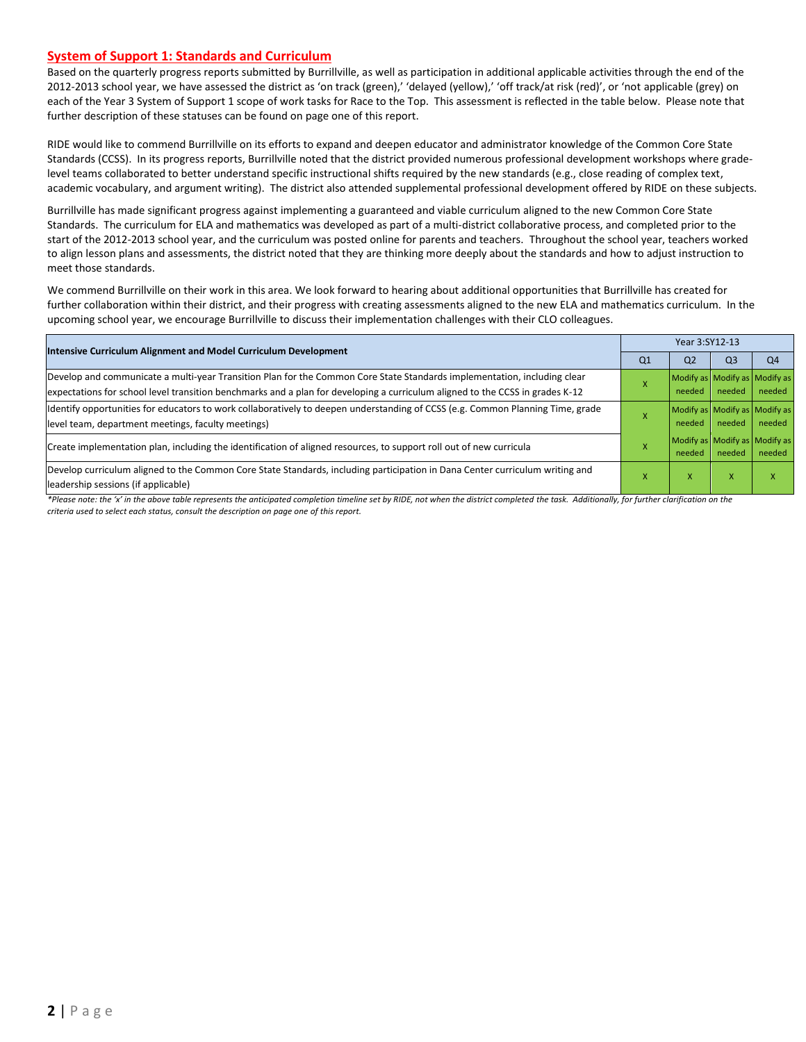## System of Support 1: Standards and Curriculum

Based on the quarterly progress reports submitted by Burrillville, as well as participation in additional applicable activities through the end of the 2012-2013 school year, we have assessed the district as 'on track (green),' 'delayed (yellow),' 'off track/at risk (red)', or 'not applicable (grey) on each of the Year 3 System of Support 1 scope of work tasks for Race to the Top. This assessment is reflected in the table below. Please note that further description of these statuses can be found on page one of this report.

RIDE would like to commend Burrillville on its efforts to expand and deepen educator and administrator knowledge of the Common Core State Standards (CCSS). In its progress reports, Burrillville noted that the district provided numerous professional development workshops where grade-level teams collaborated to better understand specific instructional shifts required by the new standards (e.g., close reading of complex text, academic vocabulary, and argument writing). The district also attended supplemental professional development offered by RIDE on these subjects.

Burrillville has made significant progress against implementing a guaranteed and viable curriculum aligned to the new Common Core State Standards. The curriculum for ELA and mathematics was developed as part of a multi-district collaborative process, and completed prior to the start of the 2012-2013 school year, and the curriculum was posted online for parents and teachers. Throughout the school year, teachers worked to align lesson plans and assessments, the district noted that they are thinking more deeply about the standards and how to adjust instruction to meet those standards.

We commend Burrillville on their work in this area. We look forward to hearing about additional opportunities that Burrillville has created for further collaboration within their district, and their progress with creating assessments aligned to the new ELA and mathematics curriculum. In the upcoming school year, we encourage Burrillville to discuss their implementation challenges with their CLO colleagues.

| Intensive Curriculum Alignment and Model Curriculum Development | Year 3:SY12-13 | | | |
|---|---|---|---|---|
| | Q1 | Q2 | Q3 | Q4 |
| Develop and communicate a multi-year Transition Plan for the Common Core State Standards implementation, including clear expectations for school level transition benchmarks and a plan for developing a curriculum aligned to the CCSS in grades K-12 | X | Modify as needed | Modify as needed | Modify as needed |
| Identify opportunities for educators to work collaboratively to deepen understanding of CCSS (e.g. Common Planning Time, grade level team, department meetings, faculty meetings) | X | Modify as needed | Modify as needed | Modify as needed |
| Create implementation plan, including the identification of aligned resources, to support roll out of new curricula | X | Modify as needed | Modify as needed | Modify as needed |
| Develop curriculum aligned to the Common Core State Standards, including participation in Dana Center curriculum writing and leadership sessions (if applicable) | X | X | X | X |

*\*Please note: the 'x' in the above table represents the anticipated completion timeline set by RIDE, not when the district completed the task. Additionally, for further clarification on the criteria used to select each status, consult the description on page one of this report.*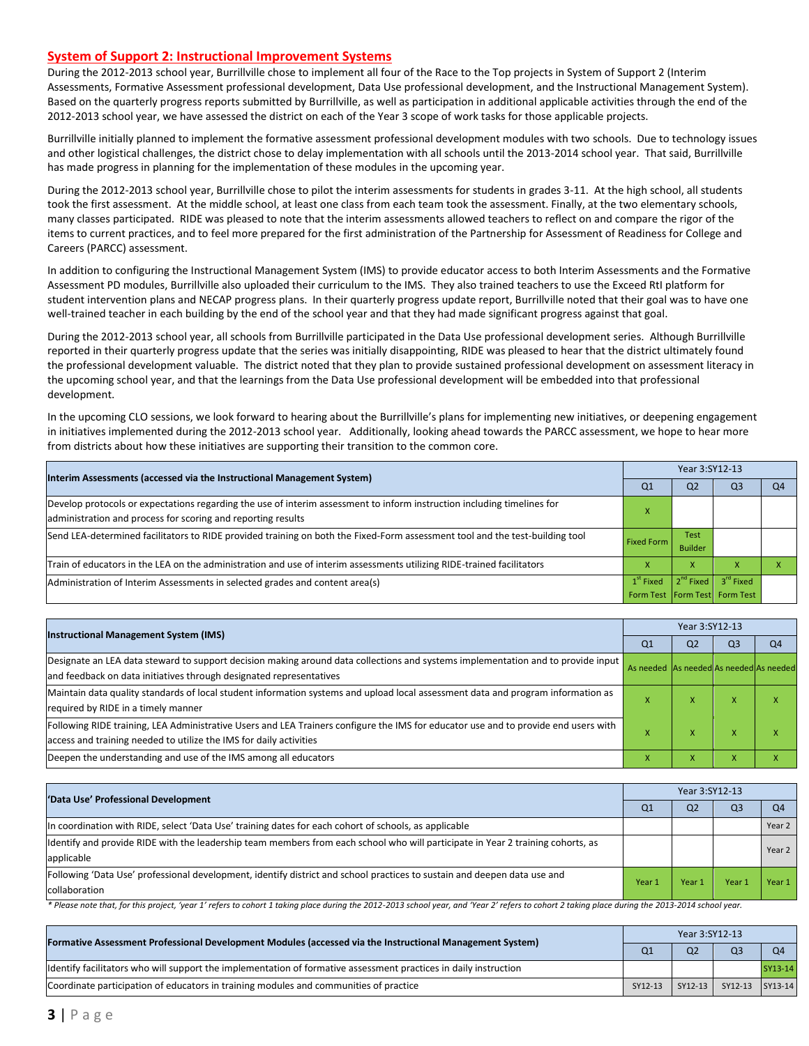## System of Support 2: Instructional Improvement Systems

During the 2012-2013 school year, Burrillville chose to implement all four of the Race to the Top projects in System of Support 2 (Interim Assessments, Formative Assessment professional development, Data Use professional development, and the Instructional Management System). Based on the quarterly progress reports submitted by Burrillville, as well as participation in additional applicable activities through the end of the 2012-2013 school year, we have assessed the district on each of the Year 3 scope of work tasks for those applicable projects.

Burrillville initially planned to implement the formative assessment professional development modules with two schools. Due to technology issues and other logistical challenges, the district chose to delay implementation with all schools until the 2013-2014 school year. That said, Burrillville has made progress in planning for the implementation of these modules in the upcoming year.

During the 2012-2013 school year, Burrillville chose to pilot the interim assessments for students in grades 3-11. At the high school, all students took the first assessment. At the middle school, at least one class from each team took the assessment. Finally, at the two elementary schools, many classes participated. RIDE was pleased to note that the interim assessments allowed teachers to reflect on and compare the rigor of the items to current practices, and to feel more prepared for the first administration of the Partnership for Assessment of Readiness for College and Careers (PARCC) assessment.

In addition to configuring the Instructional Management System (IMS) to provide educator access to both Interim Assessments and the Formative Assessment PD modules, Burrillville also uploaded their curriculum to the IMS. They also trained teachers to use the Exceed RtI platform for student intervention plans and NECAP progress plans. In their quarterly progress update report, Burrillville noted that their goal was to have one well-trained teacher in each building by the end of the school year and that they had made significant progress against that goal.

During the 2012-2013 school year, all schools from Burrillville participated in the Data Use professional development series. Although Burrillville reported in their quarterly progress update that the series was initially disappointing, RIDE was pleased to hear that the district ultimately found the professional development valuable. The district noted that they plan to provide sustained professional development on assessment literacy in the upcoming school year, and that the learnings from the Data Use professional development will be embedded into that professional development.

In the upcoming CLO sessions, we look forward to hearing about the Burrillville's plans for implementing new initiatives, or deepening engagement in initiatives implemented during the 2012-2013 school year. Additionally, looking ahead towards the PARCC assessment, we hope to hear more from districts about how these initiatives are supporting their transition to the common core.

| Interim Assessments (accessed via the Instructional Management System) | Year 3:SY12-13 | | | |
|---|---|---|---|---|
| | Q1 | Q2 | Q3 | Q4 |
| Develop protocols or expectations regarding the use of interim assessment to inform instruction including timelines for administration and process for scoring and reporting results | X | | | |
| Send LEA-determined facilitators to RIDE provided training on both the Fixed-Form assessment tool and the test-building tool | Fixed Form | Test Builder | | |
| Train of educators in the LEA on the administration and use of interim assessments utilizing RIDE-trained facilitators | X | X | X | X |
| Administration of Interim Assessments in selected grades and content area(s) | 1st Fixed Form Test | 2nd Fixed Form Test | 3rd Fixed Form Test | |

| Instructional Management System (IMS) | Year 3:SY12-13 | | | |
|---|---|---|---|---|
| | Q1 | Q2 | Q3 | Q4 |
| Designate an LEA data steward to support decision making around data collections and systems implementation and to provide input and feedback on data initiatives through designated representatives | As needed | As needed | As needed | As needed |
| Maintain data quality standards of local student information systems and upload local assessment data and program information as required by RIDE in a timely manner | X | X | X | X |
| Following RIDE training, LEA Administrative Users and LEA Trainers configure the IMS for educator use and to provide end users with access and training needed to utilize the IMS for daily activities | X | X | X | X |
| Deepen the understanding and use of the IMS among all educators | X | X | X | X |

| 'Data Use' Professional Development | Year 3:SY12-13 | | | |
|---|---|---|---|---|
| | Q1 | Q2 | Q3 | Q4 |
| In coordination with RIDE, select 'Data Use' training dates for each cohort of schools, as applicable | | | | Year 2 |
| Identify and provide RIDE with the leadership team members from each school who will participate in Year 2 training cohorts, as applicable | | | | Year 2 |
| Following 'Data Use' professional development, identify district and school practices to sustain and deepen data use and collaboration | Year 1 | Year 1 | Year 1 | Year 1 |

*\* Please note that, for this project, 'year 1' refers to cohort 1 taking place during the 2012-2013 school year, and 'Year 2' refers to cohort 2 taking place during the 2013-2014 school year.*

| Formative Assessment Professional Development Modules (accessed via the Instructional Management System) | Year 3:SY12-13 | | | |
|---|---|---|---|---|
| | Q1 | Q2 | Q3 | Q4 |
| Identify facilitators who will support the implementation of formative assessment practices in daily instruction | | | | SY13-14 |
| Coordinate participation of educators in training modules and communities of practice | SY12-13 | SY12-13 | SY12-13 | SY13-14 |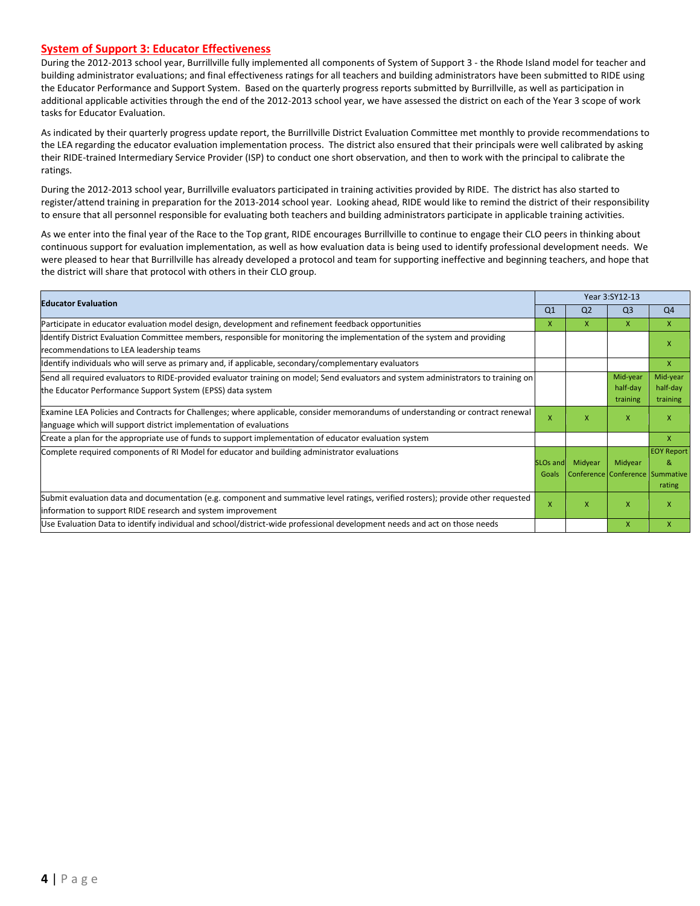## System of Support 3: Educator Effectiveness

During the 2012-2013 school year, Burrillville fully implemented all components of System of Support 3 - the Rhode Island model for teacher and building administrator evaluations; and final effectiveness ratings for all teachers and building administrators have been submitted to RIDE using the Educator Performance and Support System. Based on the quarterly progress reports submitted by Burrillville, as well as participation in additional applicable activities through the end of the 2012-2013 school year, we have assessed the district on each of the Year 3 scope of work tasks for Educator Evaluation.

As indicated by their quarterly progress update report, the Burrillville District Evaluation Committee met monthly to provide recommendations to the LEA regarding the educator evaluation implementation process. The district also ensured that their principals were well calibrated by asking their RIDE-trained Intermediary Service Provider (ISP) to conduct one short observation, and then to work with the principal to calibrate the ratings.

During the 2012-2013 school year, Burrillville evaluators participated in training activities provided by RIDE. The district has also started to register/attend training in preparation for the 2013-2014 school year. Looking ahead, RIDE would like to remind the district of their responsibility to ensure that all personnel responsible for evaluating both teachers and building administrators participate in applicable training activities.

As we enter into the final year of the Race to the Top grant, RIDE encourages Burrillville to continue to engage their CLO peers in thinking about continuous support for evaluation implementation, as well as how evaluation data is being used to identify professional development needs. We were pleased to hear that Burrillville has already developed a protocol and team for supporting ineffective and beginning teachers, and hope that the district will share that protocol with others in their CLO group.

| Educator Evaluation | Year 3:SY12-13 | | | |
|---|---|---|---|---|
| | Q1 | Q2 | Q3 | Q4 |
| Participate in educator evaluation model design, development and refinement feedback opportunities | X | X | X | X |
| Identify District Evaluation Committee members, responsible for monitoring the implementation of the system and providing recommendations to LEA leadership teams | | | | X |
| Identify individuals who will serve as primary and, if applicable, secondary/complementary evaluators | | | | X |
| Send all required evaluators to RIDE-provided evaluator training on model; Send evaluators and system administrators to training on the Educator Performance Support System (EPSS) data system | | | Mid-year half-day training | Mid-year half-day training |
| Examine LEA Policies and Contracts for Challenges; where applicable, consider memorandums of understanding or contract renewal language which will support district implementation of evaluations | X | X | X | X |
| Create a plan for the appropriate use of funds to support implementation of educator evaluation system | | | | X |
| Complete required components of RI Model for educator and building administrator evaluations | SLOs and Goals | Midyear Conference | Midyear Conference | EOY Report & Summative rating |
| Submit evaluation data and documentation (e.g. component and summative level ratings, verified rosters); provide other requested information to support RIDE research and system improvement | X | X | X | X |
| Use Evaluation Data to identify individual and school/district-wide professional development needs and act on those needs | | | X | X |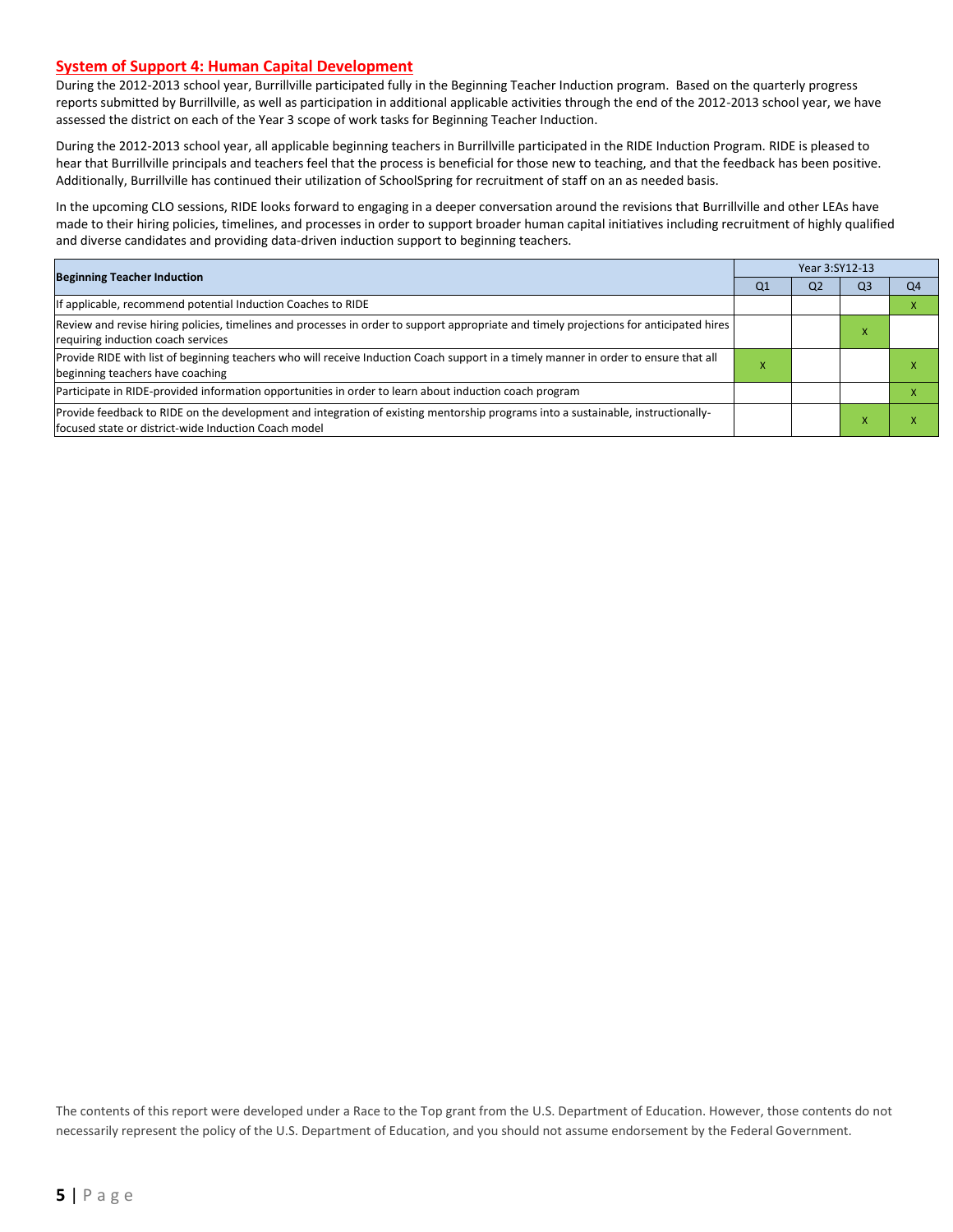## System of Support 4: Human Capital Development

During the 2012-2013 school year, Burrillville participated fully in the Beginning Teacher Induction program. Based on the quarterly progress reports submitted by Burrillville, as well as participation in additional applicable activities through the end of the 2012-2013 school year, we have assessed the district on each of the Year 3 scope of work tasks for Beginning Teacher Induction.

During the 2012-2013 school year, all applicable beginning teachers in Burrillville participated in the RIDE Induction Program. RIDE is pleased to hear that Burrillville principals and teachers feel that the process is beneficial for those new to teaching, and that the feedback has been positive. Additionally, Burrillville has continued their utilization of SchoolSpring for recruitment of staff on an as needed basis.

In the upcoming CLO sessions, RIDE looks forward to engaging in a deeper conversation around the revisions that Burrillville and other LEAs have made to their hiring policies, timelines, and processes in order to support broader human capital initiatives including recruitment of highly qualified and diverse candidates and providing data-driven induction support to beginning teachers.

| Beginning Teacher Induction | Year 3:SY12-13 | | | |
|---|---|---|---|---|
| | Q1 | Q2 | Q3 | Q4 |
| If applicable, recommend potential Induction Coaches to RIDE | | | | X |
| Review and revise hiring policies, timelines and processes in order to support appropriate and timely projections for anticipated hires requiring induction coach services | | | X | |
| Provide RIDE with list of beginning teachers who will receive Induction Coach support in a timely manner in order to ensure that all beginning teachers have coaching | X | | | X |
| Participate in RIDE-provided information opportunities in order to learn about induction coach program | | | | X |
| Provide feedback to RIDE on the development and integration of existing mentorship programs into a sustainable, instructionally-focused state or district-wide Induction Coach model | | | X | X |

The contents of this report were developed under a Race to the Top grant from the U.S. Department of Education. However, those contents do not necessarily represent the policy of the U.S. Department of Education, and you should not assume endorsement by the Federal Government.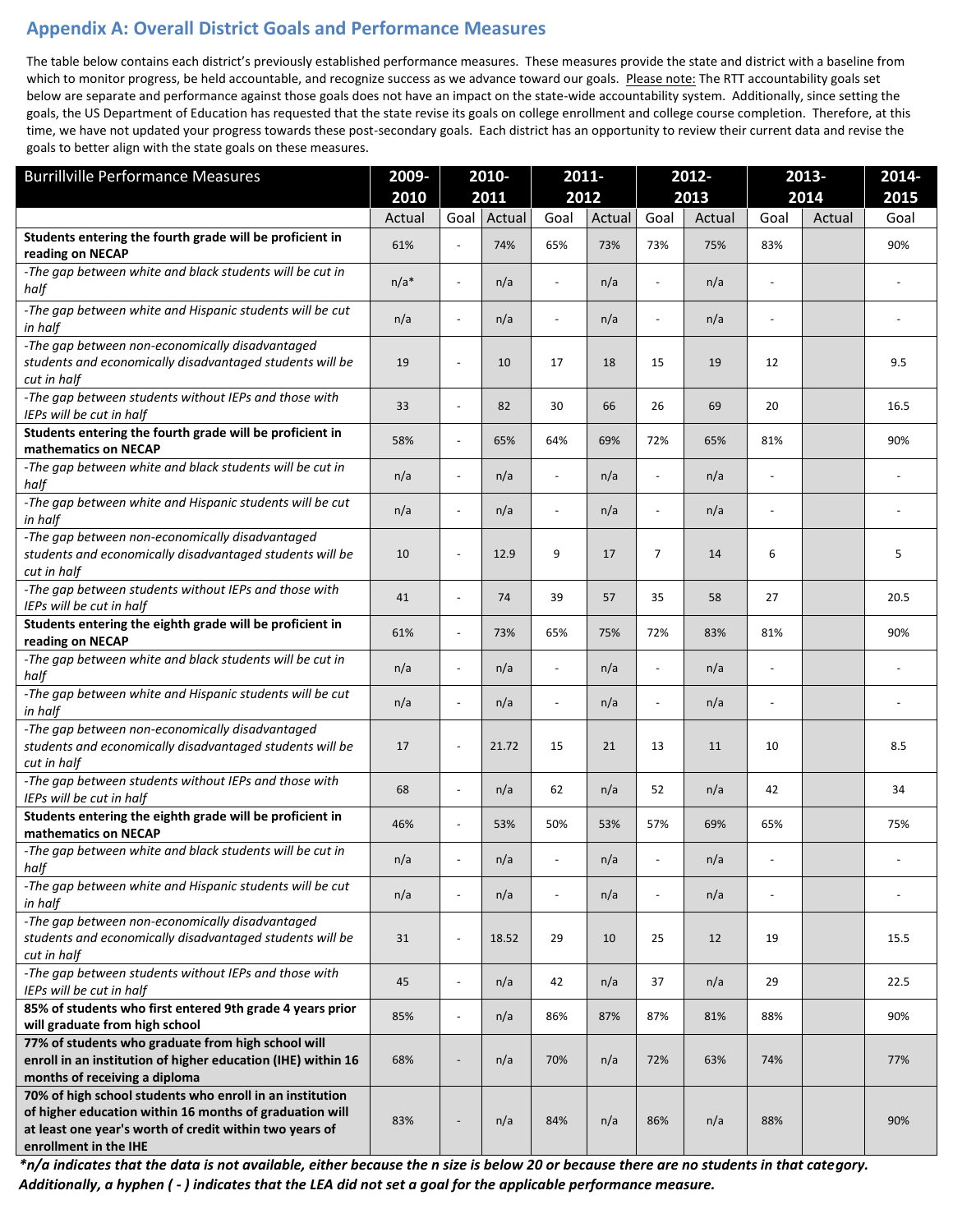## Appendix A: Overall District Goals and Performance Measures

The table below contains each district's previously established performance measures. These measures provide the state and district with a baseline from which to monitor progress, be held accountable, and recognize success as we advance toward our goals. Please note: The RTT accountability goals set below are separate and performance against those goals does not have an impact on the state-wide accountability system. Additionally, since setting the goals, the US Department of Education has requested that the state revise its goals on college enrollment and college course completion. Therefore, at this time, we have not updated your progress towards these post-secondary goals. Each district has an opportunity to review their current data and revise the goals to better align with the state goals on these measures.

| Burrillville Performance Measures | 2009-2010 | 2010-2011 | | 2011-2012 | | 2012-2013 | | 2013-2014 | | 2014-2015 |
|---|---|---|---|---|---|---|---|---|---|---|
| | Actual | Goal | Actual | Goal | Actual | Goal | Actual | Goal | Actual | Goal |
| **Students entering the fourth grade will be proficient in reading on NECAP** | 61% | - | 74% | 65% | 73% | 73% | 75% | 83% | | 90% |
| *-The gap between white and black students will be cut in half* | n/a* | - | n/a | - | n/a | - | n/a | - | | - |
| *-The gap between white and Hispanic students will be cut in half* | n/a | - | n/a | - | n/a | - | n/a | - | | - |
| *-The gap between non-economically disadvantaged students and economically disadvantaged students will be cut in half* | 19 | - | 10 | 17 | 18 | 15 | 19 | 12 | | 9.5 |
| *-The gap between students without IEPs and those with IEPs will be cut in half* | 33 | - | 82 | 30 | 66 | 26 | 69 | 20 | | 16.5 |
| **Students entering the fourth grade will be proficient in mathematics on NECAP** | 58% | - | 65% | 64% | 69% | 72% | 65% | 81% | | 90% |
| *-The gap between white and black students will be cut in half* | n/a | - | n/a | - | n/a | - | n/a | - | | - |
| *-The gap between white and Hispanic students will be cut in half* | n/a | - | n/a | - | n/a | - | n/a | - | | - |
| *-The gap between non-economically disadvantaged students and economically disadvantaged students will be cut in half* | 10 | - | 12.9 | 9 | 17 | 7 | 14 | 6 | | 5 |
| *-The gap between students without IEPs and those with IEPs will be cut in half* | 41 | - | 74 | 39 | 57 | 35 | 58 | 27 | | 20.5 |
| **Students entering the eighth grade will be proficient in reading on NECAP** | 61% | - | 73% | 65% | 75% | 72% | 83% | 81% | | 90% |
| *-The gap between white and black students will be cut in half* | n/a | - | n/a | - | n/a | - | n/a | - | | - |
| *-The gap between white and Hispanic students will be cut in half* | n/a | - | n/a | - | n/a | - | n/a | - | | - |
| *-The gap between non-economically disadvantaged students and economically disadvantaged students will be cut in half* | 17 | - | 21.72 | 15 | 21 | 13 | 11 | 10 | | 8.5 |
| *-The gap between students without IEPs and those with IEPs will be cut in half* | 68 | - | n/a | 62 | n/a | 52 | n/a | 42 | | 34 |
| **Students entering the eighth grade will be proficient in mathematics on NECAP** | 46% | - | 53% | 50% | 53% | 57% | 69% | 65% | | 75% |
| *-The gap between white and black students will be cut in half* | n/a | - | n/a | - | n/a | - | n/a | - | | - |
| *-The gap between white and Hispanic students will be cut in half* | n/a | - | n/a | - | n/a | - | n/a | - | | - |
| *-The gap between non-economically disadvantaged students and economically disadvantaged students will be cut in half* | 31 | - | 18.52 | 29 | 10 | 25 | 12 | 19 | | 15.5 |
| *-The gap between students without IEPs and those with IEPs will be cut in half* | 45 | - | n/a | 42 | n/a | 37 | n/a | 29 | | 22.5 |
| **85% of students who first entered 9th grade 4 years prior will graduate from high school** | 85% | - | n/a | 86% | 87% | 87% | 81% | 88% | | 90% |
| **77% of students who graduate from high school will enroll in an institution of higher education (IHE) within 16 months of receiving a diploma** | 68% | - | n/a | 70% | n/a | 72% | 63% | 74% | | 77% |
| **70% of high school students who enroll in an institution of higher education within 16 months of graduation will earn at least one year's worth of credit within two years of enrollment in the IHE** | 83% | - | n/a | 84% | n/a | 86% | n/a | 88% | | 90% |

***n/a indicates that the data is not available, either because the n size is below 20 or because there are no students in that category. Additionally, a hyphen ( - ) indicates that the LEA did not set a goal for the applicable performance measure.***